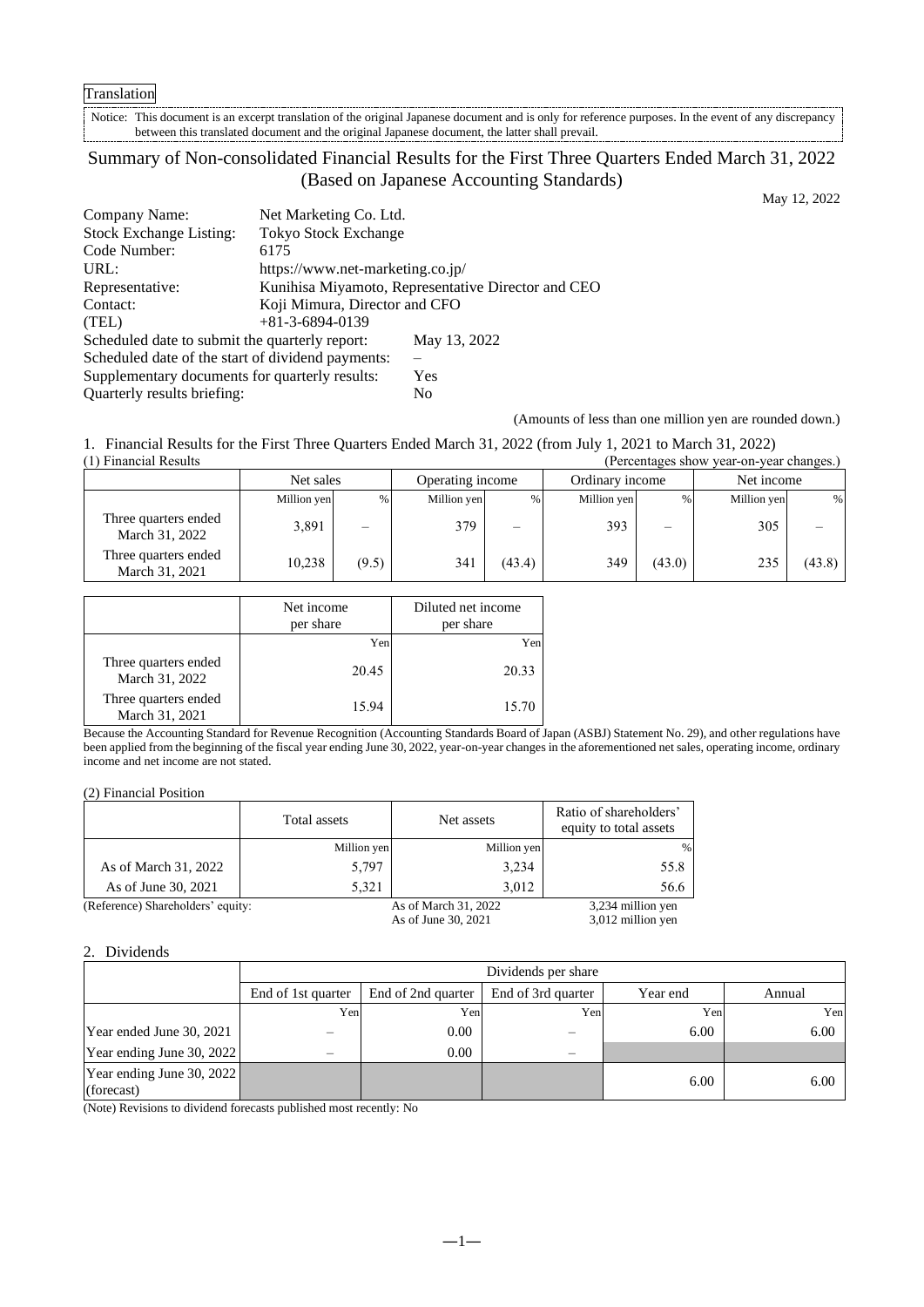Translation

Notice: This document is an excerpt translation of the original Japanese document and is only for reference purposes. In the event of any discrepancy between this translated document and the original Japanese document, the latter shall prevail.

# Summary of Non-consolidated Financial Results for the First Three Quarters Ended March 31, 2022 (Based on Japanese Accounting Standards)

May 12, 2022

| | |
|---|---|
| Company Name: | Net Marketing Co. Ltd. |
| Stock Exchange Listing: | Tokyo Stock Exchange |
| Code Number: | 6175 |
| URL: | https://www.net-marketing.co.jp/ |
| Representative: | Kunihisa Miyamoto, Representative Director and CEO |
| Contact: | Koji Mimura, Director and CFO |
| (TEL) | +81-3-6894-0139 |

Scheduled date to submit the quarterly report: May 13, 2022
Scheduled date of the start of dividend payments: –
Supplementary documents for quarterly results: Yes
Quarterly results briefing: No

(Amounts of less than one million yen are rounded down.)

## 1. Financial Results for the First Three Quarters Ended March 31, 2022 (from July 1, 2021 to March 31, 2022)

(1) Financial Results (Percentages show year-on-year changes.)

| | Net sales | | Operating income | | Ordinary income | | Net income | |
|---|---|---|---|---|---|---|---|---|
| | Million yen | % | Million yen | % | Million yen | % | Million yen | % |
| Three quarters ended March 31, 2022 | 3,891 | – | 379 | – | 393 | – | 305 | – |
| Three quarters ended March 31, 2021 | 10,238 | (9.5) | 341 | (43.4) | 349 | (43.0) | 235 | (43.8) |

| | Net income per share | Diluted net income per share |
|---|---|---|
| | Yen | Yen |
| Three quarters ended March 31, 2022 | 20.45 | 20.33 |
| Three quarters ended March 31, 2021 | 15.94 | 15.70 |

Because the Accounting Standard for Revenue Recognition (Accounting Standards Board of Japan (ASBJ) Statement No. 29), and other regulations have been applied from the beginning of the fiscal year ending June 30, 2022, year-on-year changes in the aforementioned net sales, operating income, ordinary income and net income are not stated.

(2) Financial Position

| | Total assets | Net assets | Ratio of shareholders' equity to total assets |
|---|---|---|---|
| | Million yen | Million yen | % |
| As of March 31, 2022 | 5,797 | 3,234 | 55.8 |
| As of June 30, 2021 | 5,321 | 3,012 | 56.6 |

(Reference) Shareholders' equity: As of March 31, 2022: 3,234 million yen; As of June 30, 2021: 3,012 million yen

## 2. Dividends

| | Dividends per share | | | | |
|---|---|---|---|---|---|
| | End of 1st quarter | End of 2nd quarter | End of 3rd quarter | Year end | Annual |
| | Yen | Yen | Yen | Yen | Yen |
| Year ended June 30, 2021 | – | 0.00 | – | 6.00 | 6.00 |
| Year ending June 30, 2022 | – | 0.00 | – | | |
| Year ending June 30, 2022 (forecast) | | | | 6.00 | 6.00 |

(Note) Revisions to dividend forecasts published most recently: No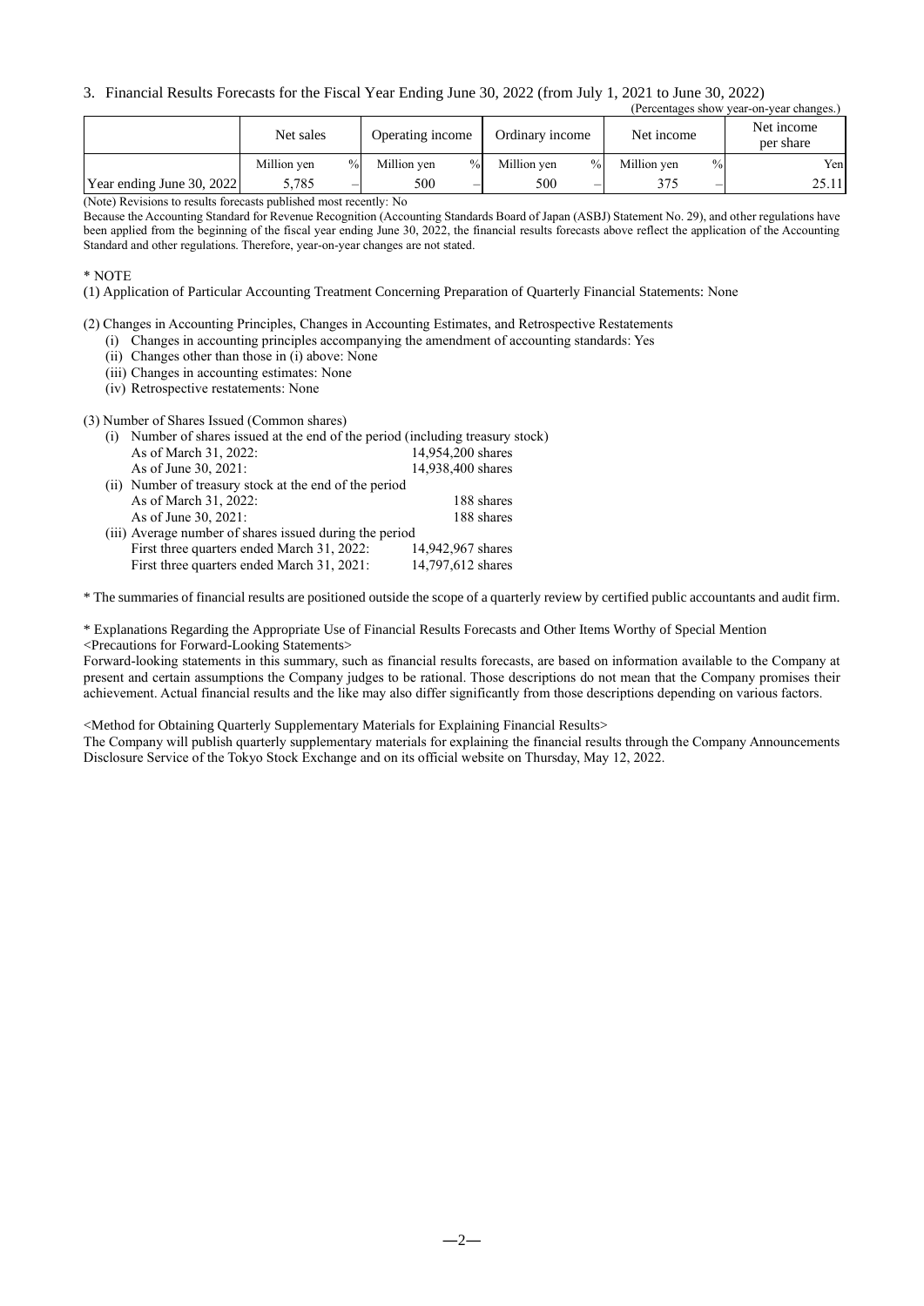3. Financial Results Forecasts for the Fiscal Year Ending June 30, 2022 (from July 1, 2021 to June 30, 2022)

(Percentages show year-on-year changes.)

| | Net sales | | Operating income | | Ordinary income | | Net income | | Net income per share |
|---|---|---|---|---|---|---|---|---|---|
| | Million yen | % | Million yen | % | Million yen | % | Million yen | % | Yen |
| Year ending June 30, 2022 | 5,785 | – | 500 | – | 500 | – | 375 | – | 25.11 |

(Note) Revisions to results forecasts published most recently: No

Because the Accounting Standard for Revenue Recognition (Accounting Standards Board of Japan (ASBJ) Statement No. 29), and other regulations have been applied from the beginning of the fiscal year ending June 30, 2022, the financial results forecasts above reflect the application of the Accounting Standard and other regulations. Therefore, year-on-year changes are not stated.

\* NOTE

(1) Application of Particular Accounting Treatment Concerning Preparation of Quarterly Financial Statements: None

(2) Changes in Accounting Principles, Changes in Accounting Estimates, and Retrospective Restatements

- (i) Changes in accounting principles accompanying the amendment of accounting standards: Yes
- (ii) Changes other than those in (i) above: None
- (iii) Changes in accounting estimates: None
- (iv) Retrospective restatements: None

(3) Number of Shares Issued (Common shares)

(i) Number of shares issued at the end of the period (including treasury stock)

| | |
|---|---|
| As of March 31, 2022: | 14,954,200 shares |
| As of June 30, 2021: | 14,938,400 shares |

(ii) Number of treasury stock at the end of the period

| | |
|---|---|
| As of March 31, 2022: | 188 shares |
| As of June 30, 2021: | 188 shares |

(iii) Average number of shares issued during the period

| | |
|---|---|
| First three quarters ended March 31, 2022: | 14,942,967 shares |
| First three quarters ended March 31, 2021: | 14,797,612 shares |

\* The summaries of financial results are positioned outside the scope of a quarterly review by certified public accountants and audit firm.

\* Explanations Regarding the Appropriate Use of Financial Results Forecasts and Other Items Worthy of Special Mention

<Precautions for Forward-Looking Statements>

Forward-looking statements in this summary, such as financial results forecasts, are based on information available to the Company at present and certain assumptions the Company judges to be rational. Those descriptions do not mean that the Company promises their achievement. Actual financial results and the like may also differ significantly from those descriptions depending on various factors.

<Method for Obtaining Quarterly Supplementary Materials for Explaining Financial Results>

The Company will publish quarterly supplementary materials for explaining the financial results through the Company Announcements Disclosure Service of the Tokyo Stock Exchange and on its official website on Thursday, May 12, 2022.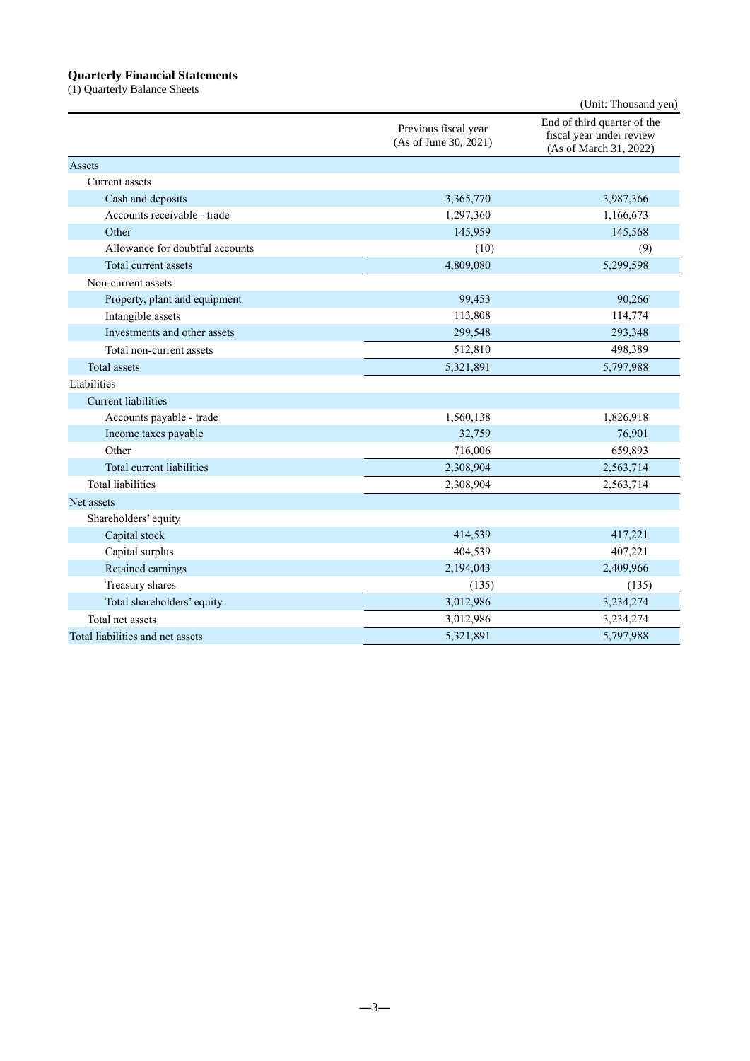**Quarterly Financial Statements**

(1) Quarterly Balance Sheets

(Unit: Thousand yen)

| | Previous fiscal year (As of June 30, 2021) | End of third quarter of the fiscal year under review (As of March 31, 2022) |
|---|---|---|
| Assets | | |
| Current assets | | |
| Cash and deposits | 3,365,770 | 3,987,366 |
| Accounts receivable - trade | 1,297,360 | 1,166,673 |
| Other | 145,959 | 145,568 |
| Allowance for doubtful accounts | (10) | (9) |
| Total current assets | 4,809,080 | 5,299,598 |
| Non-current assets | | |
| Property, plant and equipment | 99,453 | 90,266 |
| Intangible assets | 113,808 | 114,774 |
| Investments and other assets | 299,548 | 293,348 |
| Total non-current assets | 512,810 | 498,389 |
| Total assets | 5,321,891 | 5,797,988 |
| Liabilities | | |
| Current liabilities | | |
| Accounts payable - trade | 1,560,138 | 1,826,918 |
| Income taxes payable | 32,759 | 76,901 |
| Other | 716,006 | 659,893 |
| Total current liabilities | 2,308,904 | 2,563,714 |
| Total liabilities | 2,308,904 | 2,563,714 |
| Net assets | | |
| Shareholders' equity | | |
| Capital stock | 414,539 | 417,221 |
| Capital surplus | 404,539 | 407,221 |
| Retained earnings | 2,194,043 | 2,409,966 |
| Treasury shares | (135) | (135) |
| Total shareholders' equity | 3,012,986 | 3,234,274 |
| Total net assets | 3,012,986 | 3,234,274 |
| Total liabilities and net assets | 5,321,891 | 5,797,988 |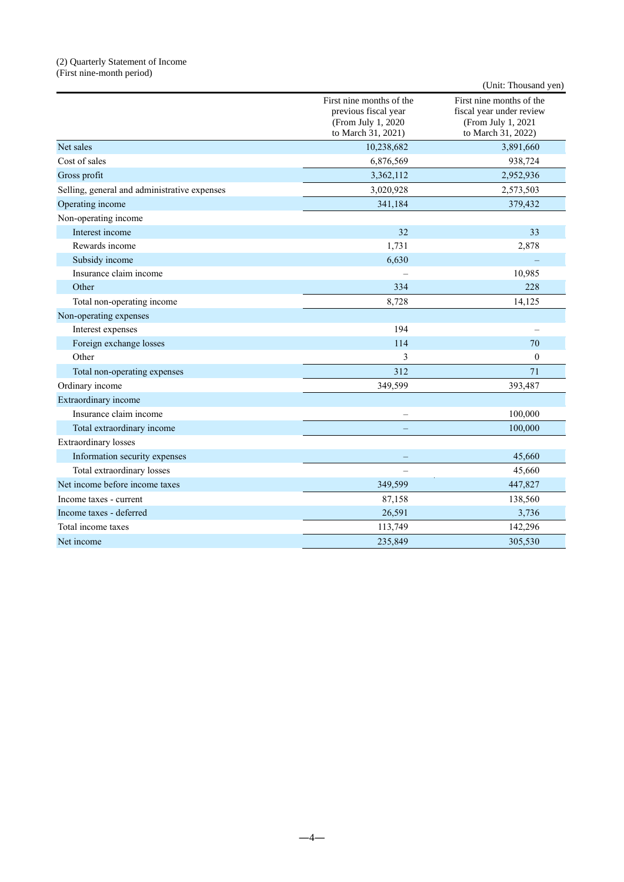(2) Quarterly Statement of Income
(First nine-month period)

(Unit: Thousand yen)

| | First nine months of the previous fiscal year (From July 1, 2020 to March 31, 2021) | First nine months of the fiscal year under review (From July 1, 2021 to March 31, 2022) |
|---|---|---|
| Net sales | 10,238,682 | 3,891,660 |
| Cost of sales | 6,876,569 | 938,724 |
| Gross profit | 3,362,112 | 2,952,936 |
| Selling, general and administrative expenses | 3,020,928 | 2,573,503 |
| Operating income | 341,184 | 379,432 |
| Non-operating income | | |
| Interest income | 32 | 33 |
| Rewards income | 1,731 | 2,878 |
| Subsidy income | 6,630 | – |
| Insurance claim income | – | 10,985 |
| Other | 334 | 228 |
| Total non-operating income | 8,728 | 14,125 |
| Non-operating expenses | | |
| Interest expenses | 194 | – |
| Foreign exchange losses | 114 | 70 |
| Other | 3 | 0 |
| Total non-operating expenses | 312 | 71 |
| Ordinary income | 349,599 | 393,487 |
| Extraordinary income | | |
| Insurance claim income | – | 100,000 |
| Total extraordinary income | – | 100,000 |
| Extraordinary losses | | |
| Information security expenses | – | 45,660 |
| Total extraordinary losses | – | 45,660 |
| Net income before income taxes | 349,599 | 447,827 |
| Income taxes - current | 87,158 | 138,560 |
| Income taxes - deferred | 26,591 | 3,736 |
| Total income taxes | 113,749 | 142,296 |
| Net income | 235,849 | 305,530 |